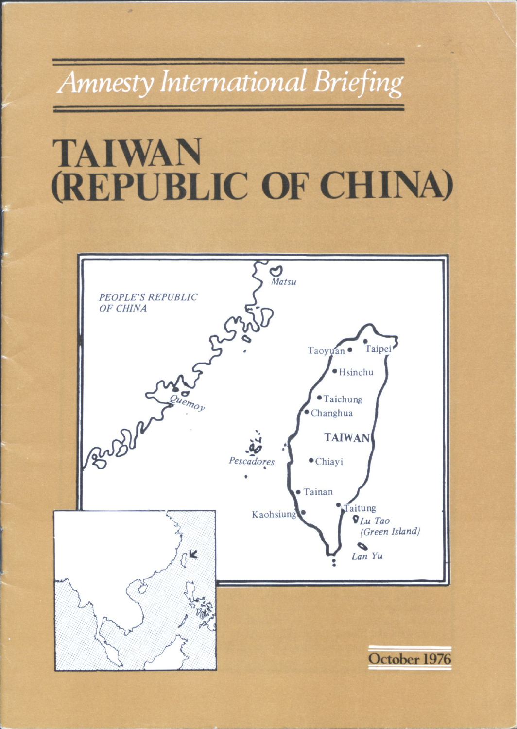# Amnesty International Briefing

# TAIWAN (REPUBLIC OF CHINA)

PEOPLE'S REPUBLIC OF CHINA

Matsu

Quemoy

Pescadores

TAIWAN

Taoyuan

Taipei

Hsinchu

Taichung

Changhua

Chiayi

Tainan

Kaohsiung

Taitung

Lu Tao (Green Island)

Lan Yu

October 1976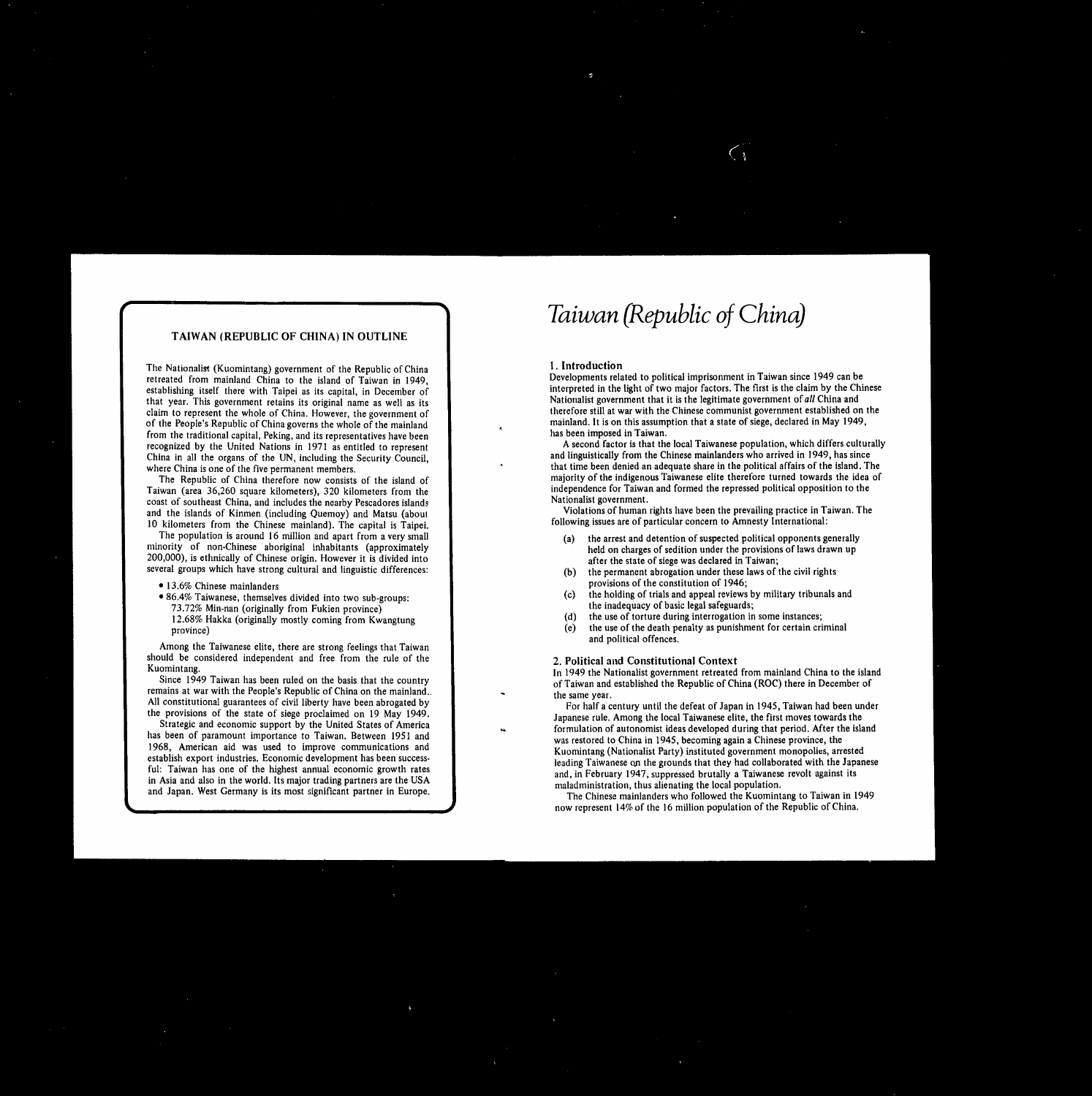## TAIWAN (REPUBLIC OF CHINA) IN OUTLINE

The Nationalist (Kuomintang) government of the Republic of China retreated from mainland China to the island of Taiwan in 1949, establishing itself there with Taipei as its capital, in December of that year. This government retains its original name as well as its claim to represent the whole of China. However, the government of of the People's Republic of China governs the whole of the mainland from the traditional capital, Peking, and its representatives have been recognized by the United Nations in 1971 as entitled to represent China in all the organs of the UN, including the Security Council, where China is one of the five permanent members.

The Republic of China therefore now consists of the island of Taiwan (area 36,260 square kilometers), 320 kilometers from the coast of southeast China, and includes the nearby Pescadores islands and the islands of Kinmen (including Quemoy) and Matsu (about 10 kilometers from the Chinese mainland). The capital is Taipei.

The population is around 16 million and apart from a very small minority of non-Chinese aboriginal inhabitants (approximately 200,000), is ethnically of Chinese origin. However it is divided into several groups which have strong cultural and linguistic differences:

- 13.6% Chinese mainlanders
- 86.4% Taiwanese, themselves divided into two sub-groups:
  73.72% Min-nan (originally from Fukien province)
  12.68% Hakka (originally mostly coming from Kwangtung province)

Among the Taiwanese elite, there are strong feelings that Taiwan should be considered independent and free from the rule of the Kuomintang.

Since 1949 Taiwan has been ruled on the basis that the country remains at war with the People's Republic of China on the mainland.. All constitutional guarantees of civil liberty have been abrogated by the provisions of the state of siege proclaimed on 19 May 1949.

Strategic and economic support by the United States of America has been of paramount importance to Taiwan. Between 1951 and 1968, American aid was used to improve communications and establish export industries. Economic development has been successful: Taiwan has one of the highest annual economic growth rates in Asia and also in the world. Its major trading partners are the USA and Japan. West Germany is its most significant partner in Europe.

# *Taiwan (Republic of China)*

### 1. Introduction

Developments related to political imprisonment in Taiwan since 1949 can be interpreted in the light of two major factors. The first is the claim by the Chinese Nationalist government that it is the legitimate government of *all* China and therefore still at war with the Chinese communist government established on the mainland. It is on this assumption that a state of siege, declared in May 1949, has been imposed in Taiwan.

A second factor is that the local Taiwanese population, which differs culturally and linguistically from the Chinese mainlanders who arrived in 1949, has since that time been denied an adequate share in the political affairs of the island. The majority of the indigenous Taiwanese elite therefore turned towards the idea of independence for Taiwan and formed the repressed political opposition to the Nationalist government.

Violations of human rights have been the prevailing practice in Taiwan. The following issues are of particular concern to Amnesty International:

(a) the arrest and detention of suspected political opponents generally held on charges of sedition under the provisions of laws drawn up after the state of siege was declared in Taiwan;
(b) the permanent abrogation under these laws of the civil rights provisions of the constitution of 1946;
(c) the holding of trials and appeal reviews by military tribunals and the inadequacy of basic legal safeguards;
(d) the use of torture during interrogation in some instances;
(e) the use of the death penalty as punishment for certain criminal and political offences.

### 2. Political and Constitutional Context

In 1949 the Nationalist government retreated from mainland China to the island of Taiwan and established the Republic of China (ROC) there in December of the same year.

For half a century until the defeat of Japan in 1945, Taiwan had been under Japanese rule. Among the local Taiwanese elite, the first moves towards the formulation of autonomist ideas developed during that period. After the island was restored to China in 1945, becoming again a Chinese province, the Kuomintang (Nationalist Party) instituted government monopolies, arrested leading Taiwanese on the grounds that they had collaborated with the Japanese and, in February 1947, suppressed brutally a Taiwanese revolt against its maladministration, thus alienating the local population.

The Chinese mainlanders who followed the Kuomintang to Taiwan in 1949 now represent 14% of the 16 million population of the Republic of China.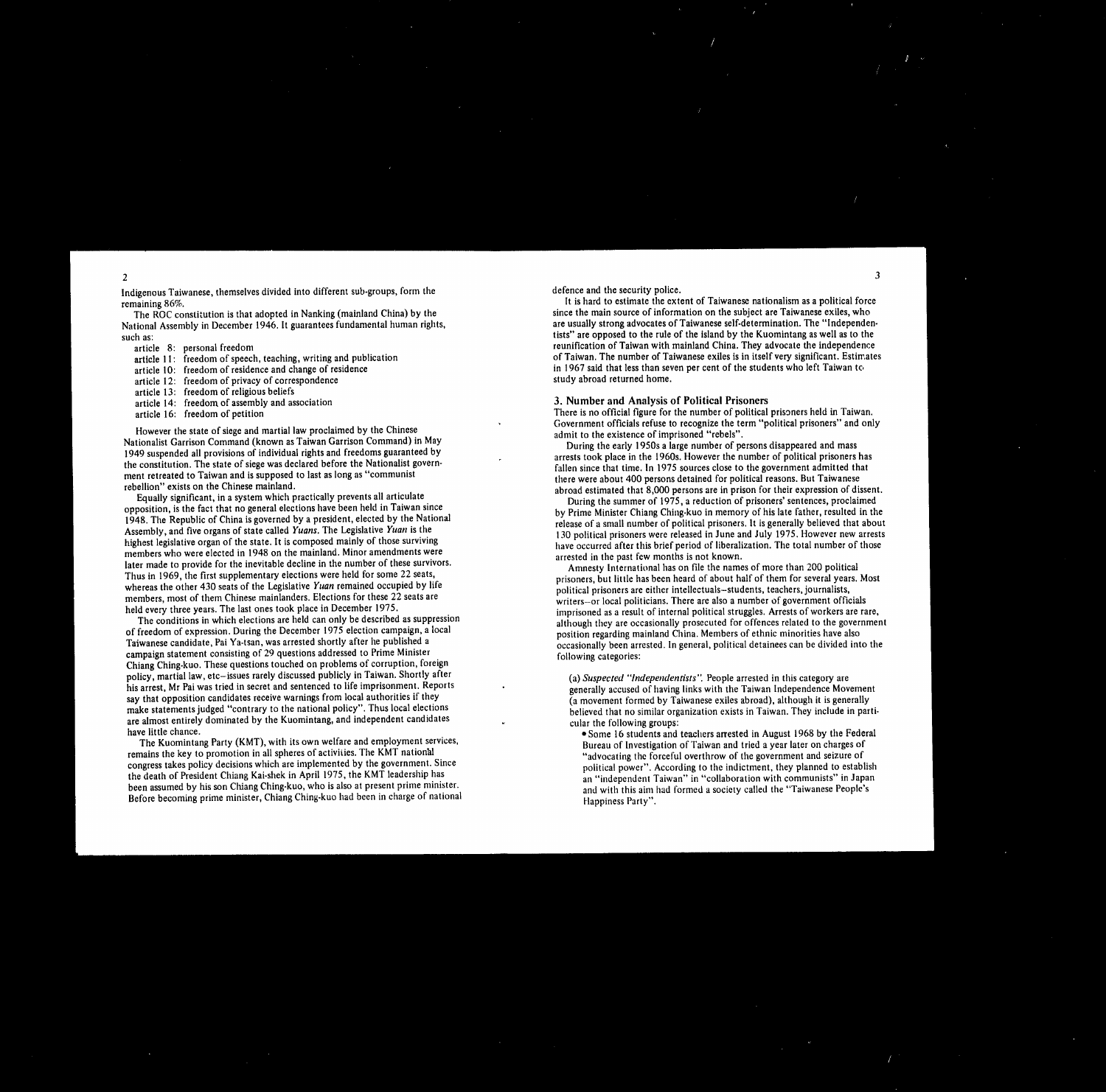Indigenous Taiwanese, themselves divided into different sub-groups, form the remaining 86%.

The ROC constitution is that adopted in Nanking (mainland China) by the National Assembly in December 1946. It guarantees fundamental human rights, such as:

- article 8: personal freedom
- article 11: freedom of speech, teaching, writing and publication
- article 10: freedom of residence and change of residence
- article 12: freedom of privacy of correspondence
- article 13: freedom of religious beliefs
- article 14: freedom of assembly and association
- article 16: freedom of petition

However the state of siege and martial law proclaimed by the Chinese Nationalist Garrison Command (known as Taiwan Garrison Command) in May 1949 suspended all provisions of individual rights and freedoms guaranteed by the constitution. The state of siege was declared before the Nationalist government retreated to Taiwan and is supposed to last as long as "communist rebellion" exists on the Chinese mainland.

Equally significant, in a system which practically prevents all articulate opposition, is the fact that no general elections have been held in Taiwan since 1948. The Republic of China is governed by a president, elected by the National Assembly, and five organs of state called *Yuans*. The Legislative *Yuan* is the highest legislative organ of the state. It is composed mainly of those surviving members who were elected in 1948 on the mainland. Minor amendments were later made to provide for the inevitable decline in the number of these survivors. Thus in 1969, the first supplementary elections were held for some 22 seats, whereas the other 430 seats of the Legislative *Yuan* remained occupied by life members, most of them Chinese mainlanders. Elections for these 22 seats are held every three years. The last ones took place in December 1975.

The conditions in which elections are held can only be described as suppression of freedom of expression. During the December 1975 election campaign, a local Taiwanese candidate, Pai Ya-tsan, was arrested shortly after he published a campaign statement consisting of 29 questions addressed to Prime Minister Chiang Ching-kuo. These questions touched on problems of corruption, foreign policy, martial law, etc—issues rarely discussed publicly in Taiwan. Shortly after his arrest, Mr Pai was tried in secret and sentenced to life imprisonment. Reports say that opposition candidates receive warnings from local authorities if they make statements judged "contrary to the national policy". Thus local elections are almost entirely dominated by the Kuomintang, and independent candidates have little chance.

The Kuomintang Party (KMT), with its own welfare and employment services, remains the key to promotion in all spheres of activities. The KMT national congress takes policy decisions which are implemented by the government. Since the death of President Chiang Kai-shek in April 1975, the KMT leadership has been assumed by his son Chiang Ching-kuo, who is also at present prime minister. Before becoming prime minister, Chiang Ching-kuo had been in charge of national defence and the security police.

It is hard to estimate the extent of Taiwanese nationalism as a political force since the main source of information on the subject are Taiwanese exiles, who are usually strong advocates of Taiwanese self-determination. The "Independentists" are opposed to the rule of the island by the Kuomintang as well as to the reunification of Taiwan with mainland China. They advocate the independence of Taiwan. The number of Taiwanese exiles is in itself very significant. Estimates in 1967 said that less than seven per cent of the students who left Taiwan to study abroad returned home.

## 3. Number and Analysis of Political Prisoners

There is no official figure for the number of political prisoners held in Taiwan. Government officials refuse to recognize the term "political prisoners" and only admit to the existence of imprisoned "rebels".

During the early 1950s a large number of persons disappeared and mass arrests took place in the 1960s. However the number of political prisoners has fallen since that time. In 1975 sources close to the government admitted that there were about 400 persons detained for political reasons. But Taiwanese abroad estimated that 8,000 persons are in prison for their expression of dissent.

During the summer of 1975, a reduction of prisoners' sentences, proclaimed by Prime Minister Chiang Ching-kuo in memory of his late father, resulted in the release of a small number of political prisoners. It is generally believed that about 130 political prisoners were released in June and July 1975. However new arrests have occurred after this brief period of liberalization. The total number of those arrested in the past few months is not known.

Amnesty International has on file the names of more than 200 political prisoners, but little has been heard of about half of them for several years. Most political prisoners are either intellectuals—students, teachers, journalists, writers—or local politicians. There are also a number of government officials imprisoned as a result of internal political struggles. Arrests of workers are rare, although they are occasionally prosecuted for offences related to the government position regarding mainland China. Members of ethnic minorities have also occasionally been arrested. In general, political detainees can be divided into the following categories:

(a) *Suspected "Independentists"*. People arrested in this category are generally accused of having links with the Taiwan Independence Movement (a movement formed by Taiwanese exiles abroad), although it is generally believed that no similar organization exists in Taiwan. They include in particular the following groups:

- Some 16 students and teachers arrested in August 1968 by the Federal Bureau of Investigation of Taiwan and tried a year later on charges of "advocating the forceful overthrow of the government and seizure of political power". According to the indictment, they planned to establish an "independent Taiwan" in "collaboration with communists" in Japan and with this aim had formed a society called the "Taiwanese People's Happiness Party".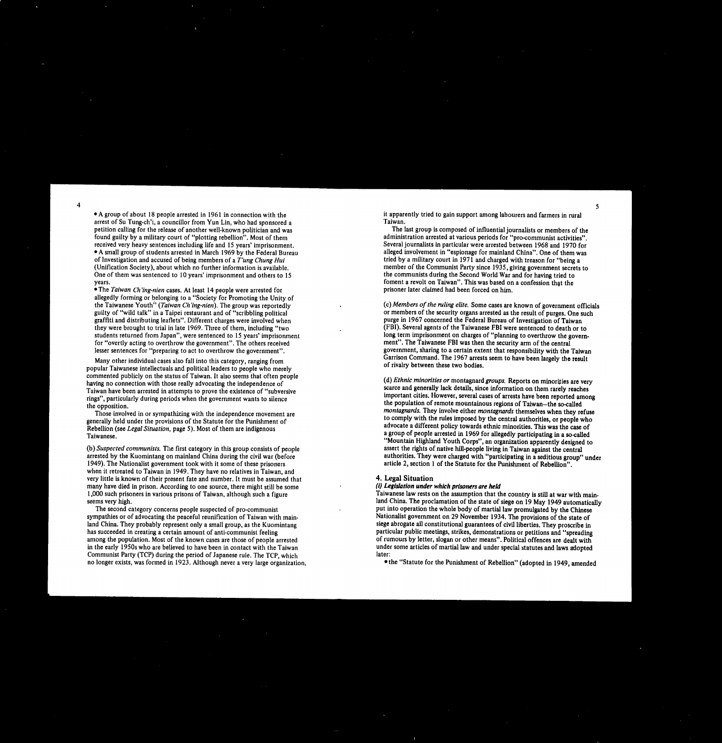- A group of about 18 people arrested in 1961 in connection with the arrest of Su Tung-ch'i, a councillor from Yun Lin, who had sponsored a petition calling for the release of another well-known politician and was found guilty by a military court of "plotting rebellion". Most of them received very heavy sentences including life and 15 years' imprisonment.
- A small group of students arrested in March 1969 by the Federal Bureau of Investigation and accused of being members of a *T'ung Chung Hui* (Unification Society), about which no further information is available. One of them was sentenced to 10 years' imprisonment and others to 15 years.
- The *Taiwan Ch'ing-nien* cases. At least 14 people were arrested for allegedly forming or belonging to a "Society for Promoting the Unity of the Taiwanese Youth" (*Taiwan Ch'ing-nien*). The group was reportedly guilty of "wild talk" in a Taipei restaurant and of "scribbling political graffiti and distributing leaflets". Different charges were involved when they were brought to trial in late 1969. Three of them, including "two students returned from Japan", were sentenced to 15 years' imprisonment for "overtly acting to overthrow the government". The others received lesser sentences for "preparing to act to overthrow the government".

Many other individual cases also fall into this category, ranging from popular Taiwanese intellectuals and political leaders to people who merely commented publicly on the status of Taiwan. It also seems that often people having no connection with those really advocating the independence of Taiwan have been arrested in attempts to prove the existence of "subversive rings", particularly during periods when the government wants to silence the opposition.

Those involved in or sympathizing with the independence movement are generally held under the provisions of the Statute for the Punishment of Rebellion (see *Legal Situation*, page 5). Most of them are indigenous Taiwanese.

(b) *Suspected communists.* The first category in this group consists of people arrested by the Kuomintang on mainland China during the civil war (before 1949). The Nationalist government took with it some of these prisoners when it retreated to Taiwan in 1949. They have no relatives in Taiwan, and very little is known of their present fate and number. It must be assumed that many have died in prison. According to one source, there might still be some 1,000 such prisoners in various prisons of Taiwan, although such a figure seems very high.

The second category concerns people suspected of pro-communist sympathies or of advocating the peaceful reunification of Taiwan with mainland China. They probably represent only a small group, as the Kuomintang has succeeded in creating a certain amount of anti-communist feeling among the population. Most of the known cases are those of people arrested in the early 1950s who are believed to have been in contact with the Taiwan Communist Party (TCP) during the period of Japanese rule. The TCP, which no longer exists, was formed in 1923. Although never a very large organization, it apparently tried to gain support among labourers and farmers in rural Taiwan.

The last group is composed of influential journalists or members of the administration arrested at various periods for "pro-communist activities". Several journalists in particular were arrested between 1968 and 1970 for alleged involvement in "espionage for mainland China". One of them was tried by a military court in 1971 and charged with treason for "being a member of the Communist Party since 1935, giving government secrets to the communists during the Second World War and for having tried to foment a revolt on Taiwan". This was based on a confession that the prisoner later claimed had been forced on him.

(c) *Members of the ruling elite.* Some cases are known of government officials or members of the security organs arrested as the result of purges. One such purge in 1967 concerned the Federal Bureau of Investigation of Taiwan (FBI). Several agents of the Taiwanese FBI were sentenced to death or to long term imprisonment on charges of "planning to overthrow the government". The Taiwanese FBI was then the security arm of the central government, sharing to a certain extent that responsibility with the Taiwan Garrison Command. The 1967 arrests seem to have been largely the result of rivalry between these two bodies.

(d) *Ethnic minorities or* montagnard *groups.* Reports on minorities are very scarce and generally lack details, since information on them rarely reaches important cities. However, several cases of arrests have been reported among the population of remote mountainous regions of Taiwan—the so-called *montagnards*. They involve either *montagnards* themselves when they refuse to comply with the rules imposed by the central authorities, or people who advocate a different policy towards ethnic minorities. This was the case of a group of people arrested in 1969 for allegedly participating in a so-called "Mountain Highland Youth Corps", an organization apparently designed to assert the rights of native hill-people living in Taiwan against the central authorities. They were charged with "participating in a seditious group" under article 2, section 1 of the Statute for the Punishment of Rebellion".

## 4. Legal Situation

### *(i) Legislation under which prisoners are held*

Taiwanese law rests on the assumption that the country is still at war with mainland China. The proclamation of the state of siege on 19 May 1949 automatically put into operation the whole body of martial law promulgated by the Chinese Nationalist government on 29 November 1934. The provisions of the state of siege abrogate all constitutional guarantees of civil liberties. They proscribe in particular public meetings, strikes, demonstrations or petitions and "spreading of rumours by letter, slogan or other means". Political offences are dealt with under some articles of martial law and under special statutes and laws adopted later:

- the "Statute for the Punishment of Rebellion" (adopted in 1949, amended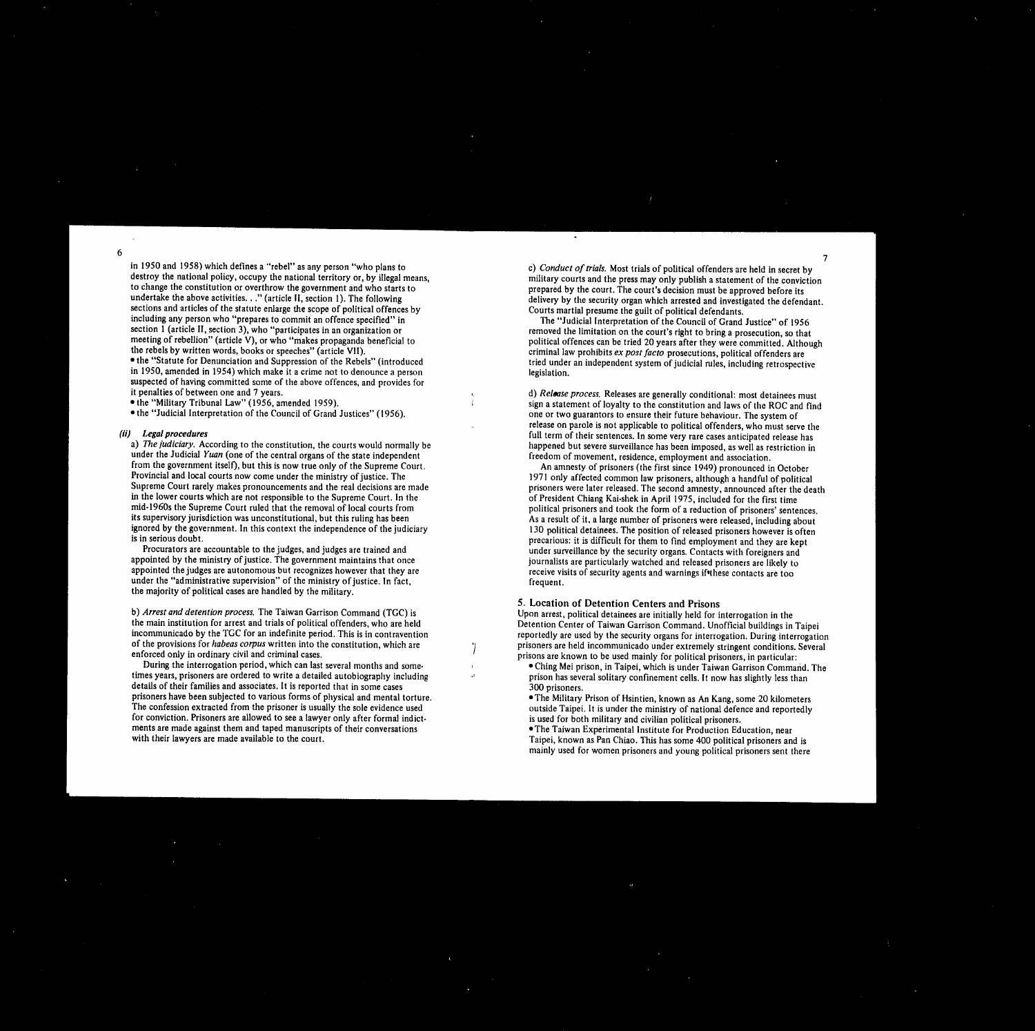in 1950 and 1958) which defines a "rebel" as any person "who plans to destroy the national policy, occupy the national territory or, by illegal means, to change the constitution or overthrow the government and who starts to undertake the above activities. . ." (article II, section 1). The following sections and articles of the statute enlarge the scope of political offences by including any person who "prepares to commit an offence specified" in section 1 (article II, section 3), who "participates in an organization or meeting of rebellion" (article V), or who "makes propaganda beneficial to the rebels by written words, books or speeches" (article VII).

- the "Statute for Denunciation and Suppression of the Rebels" (introduced in 1950, amended in 1954) which make it a crime not to denounce a person suspected of having committed some of the above offences, and provides for it penalties of between one and 7 years.
- the "Military Tribunal Law" (1956, amended 1959).
- the "Judicial Interpretation of the Council of Grand Justices" (1956).

### (ii) Legal procedures

a) *The judiciary.* According to the constitution, the courts would normally be under the Judicial *Yuan* (one of the central organs of the state independent from the government itself), but this is now true only of the Supreme Court. Provincial and local courts now come under the ministry of justice. The Supreme Court rarely makes pronouncements and the real decisions are made in the lower courts which are not responsible to the Supreme Court. In the mid-1960s the Supreme Court ruled that the removal of local courts from its supervisory jurisdiction was unconstitutional, but this ruling has been ignored by the government. In this context the independence of the judiciary is in serious doubt.

Procurators are accountable to the judges, and judges are trained and appointed by the ministry of justice. The government maintains that once appointed the judges are autonomous but recognizes however that they are under the "administrative supervision" of the ministry of justice. In fact, the majority of political cases are handled by the military.

b) *Arrest and detention process.* The Taiwan Garrison Command (TGC) is the main institution for arrest and trials of political offenders, who are held incommunicado by the TGC for an indefinite period. This is in contravention of the provisions for *habeas corpus* written into the constitution, which are enforced only in ordinary civil and criminal cases.

During the interrogation period, which can last several months and sometimes years, prisoners are ordered to write a detailed autobiography including details of their families and associates. It is reported that in some cases prisoners have been subjected to various forms of physical and mental torture. The confession extracted from the prisoner is usually the sole evidence used for conviction. Prisoners are allowed to see a lawyer only after formal indictments are made against them and taped manuscripts of their conversations with their lawyers are made available to the court.

c) *Conduct of trials.* Most trials of political offenders are held in secret by military courts and the press may only publish a statement of the conviction prepared by the court. The court's decision must be approved before its delivery by the security organ which arrested and investigated the defendant. Courts martial presume the guilt of political defendants.

The "Judicial Interpretation of the Council of Grand Justice" of 1956 removed the limitation on the court's right to bring a prosecution, so that political offences can be tried 20 years after they were committed. Although criminal law prohibits *ex post facto* prosecutions, political offenders are tried under an independent system of judicial rules, including retrospective legislation.

d) *Release process.* Releases are generally conditional: most detainees must sign a statement of loyalty to the constitution and laws of the ROC and find one or two guarantors to ensure their future behaviour. The system of release on parole is not applicable to political offenders, who must serve the full term of their sentences. In some very rare cases anticipated release has happened but severe surveillance has been imposed, as well as restriction in freedom of movement, residence, employment and association.

An amnesty of prisoners (the first since 1949) pronounced in October 1971 only affected common law prisoners, although a handful of political prisoners were later released. The second amnesty, announced after the death of President Chiang Kai-shek in April 1975, included for the first time political prisoners and took the form of a reduction of prisoners' sentences. As a result of it, a large number of prisoners were released, including about 130 political detainees. The position of released prisoners however is often precarious: it is difficult for them to find employment and they are kept under surveillance by the security organs. Contacts with foreigners and journalists are particularly watched and released prisoners are likely to receive visits of security agents and warnings if these contacts are too frequent.

## 5. Location of Detention Centers and Prisons

Upon arrest, political detainees are initially held for interrogation in the Detention Center of Taiwan Garrison Command. Unofficial buildings in Taipei reportedly are used by the security organs for interrogation. During interrogation prisoners are held incommunicado under extremely stringent conditions. Several prisons are known to be used mainly for political prisoners, in particular:

- Ching Mei prison, in Taipei, which is under Taiwan Garrison Command. The prison has several solitary confinement cells. It now has slightly less than 300 prisoners.
- The Military Prison of Hsintien, known as An Kang, some 20 kilometers outside Taipei. It is under the ministry of national defence and reportedly is used for both military and civilian political prisoners.
- The Taiwan Experimental Institute for Production Education, near Taipei, known as Pan Chiao. This has some 400 political prisoners and is mainly used for women prisoners and young political prisoners sent there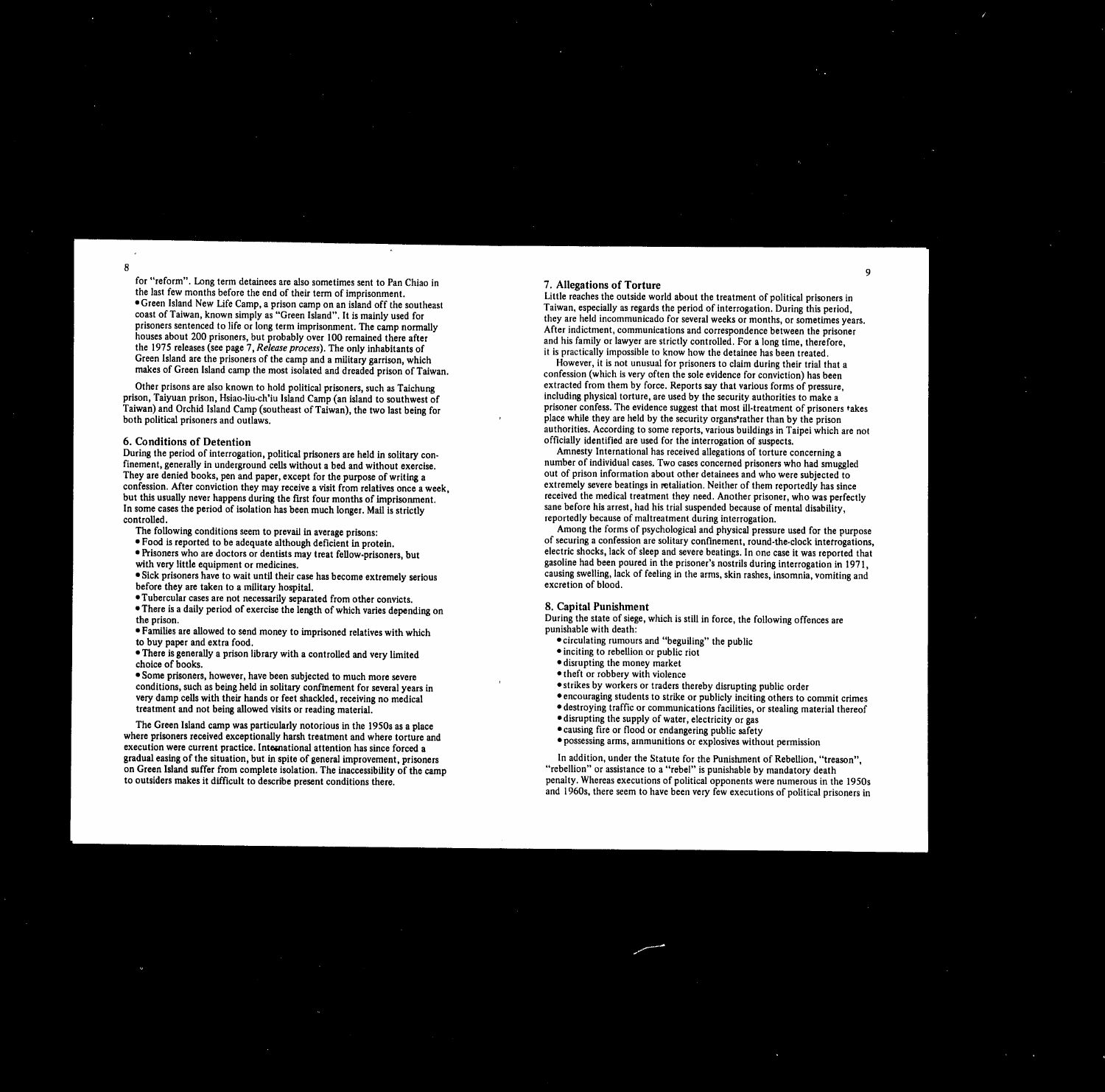for "reform". Long term detainees are also sometimes sent to Pan Chiao in the last few months before the end of their term of imprisonment.

- Green Island New Life Camp, a prison camp on an island off the southeast coast of Taiwan, known simply as "Green Island". It is mainly used for prisoners sentenced to life or long term imprisonment. The camp normally houses about 200 prisoners, but probably over 100 remained there after the 1975 releases (see page 7, *Release process*). The only inhabitants of Green Island are the prisoners of the camp and a military garrison, which makes of Green Island camp the most isolated and dreaded prison of Taiwan.

Other prisons are also known to hold political prisoners, such as Taichung prison, Taiyuan prison, Hsiao-liu-ch'iu Island Camp (an island to southwest of Taiwan) and Orchid Island Camp (southeast of Taiwan), the two last being for both political prisoners and outlaws.

## 6. Conditions of Detention

During the period of interrogation, political prisoners are held in solitary confinement, generally in underground cells without a bed and without exercise. They are denied books, pen and paper, except for the purpose of writing a confession. After conviction they may receive a visit from relatives once a week, but this usually never happens during the first four months of imprisonment. In some cases the period of isolation has been much longer. Mail is strictly controlled.

The following conditions seem to prevail in average prisons:

- Food is reported to be adequate although deficient in protein.
- Prisoners who are doctors or dentists may treat fellow-prisoners, but with very little equipment or medicines.
- Sick prisoners have to wait until their case has become extremely serious before they are taken to a military hospital.
- Tubercular cases are not necessarily separated from other convicts.
- There is a daily period of exercise the length of which varies depending on the prison.
- Families are allowed to send money to imprisoned relatives with which to buy paper and extra food.
- There is generally a prison library with a controlled and very limited choice of books.
- Some prisoners, however, have been subjected to much more severe conditions, such as being held in solitary confinement for several years in very damp cells with their hands or feet shackled, receiving no medical treatment and not being allowed visits or reading material.

The Green Island camp was particularly notorious in the 1950s as a place where prisoners received exceptionally harsh treatment and where torture and execution were current practice. International attention has since forced a gradual easing of the situation, but in spite of general improvement, prisoners on Green Island suffer from complete isolation. The inaccessibility of the camp to outsiders makes it difficult to describe present conditions there.

## 7. Allegations of Torture

Little reaches the outside world about the treatment of political prisoners in Taiwan, especially as regards the period of interrogation. During this period, they are held incommunicado for several weeks or months, or sometimes years. After indictment, communications and correspondence between the prisoner and his family or lawyer are strictly controlled. For a long time, therefore, it is practically impossible to know how the detainee has been treated.

However, it is not unusual for prisoners to claim during their trial that a confession (which is very often the sole evidence for conviction) has been extracted from them by force. Reports say that various forms of pressure, including physical torture, are used by the security authorities to make a prisoner confess. The evidence suggest that most ill-treatment of prisoners takes place while they are held by the security organs rather than by the prison authorities. According to some reports, various buildings in Taipei which are not officially identified are used for the interrogation of suspects.

Amnesty International has received allegations of torture concerning a number of individual cases. Two cases concerned prisoners who had smuggled out of prison information about other detainees and who were subjected to extremely severe beatings in retaliation. Neither of them reportedly has since received the medical treatment they need. Another prisoner, who was perfectly sane before his arrest, had his trial suspended because of mental disability, reportedly because of maltreatment during interrogation.

Among the forms of psychological and physical pressure used for the purpose of securing a confession are solitary confinement, round-the-clock interrogations, electric shocks, lack of sleep and severe beatings. In one case it was reported that gasoline had been poured in the prisoner's nostrils during interrogation in 1971, causing swelling, lack of feeling in the arms, skin rashes, insomnia, vomiting and excretion of blood.

## 8. Capital Punishment

During the state of siege, which is still in force, the following offences are punishable with death:

- circulating rumours and "beguiling" the public
- inciting to rebellion or public riot
- disrupting the money market
- theft or robbery with violence
- strikes by workers or traders thereby disrupting public order
- encouraging students to strike or publicly inciting others to commit crimes
- destroying traffic or communications facilities, or stealing material thereof
- disrupting the supply of water, electricity or gas
- causing fire or flood or endangering public safety
- possessing arms, ammunitions or explosives without permission

In addition, under the Statute for the Punishment of Rebellion, "treason", "rebellion" or assistance to a "rebel" is punishable by mandatory death penalty. Whereas executions of political opponents were numerous in the 1950s and 1960s, there seem to have been very few executions of political prisoners in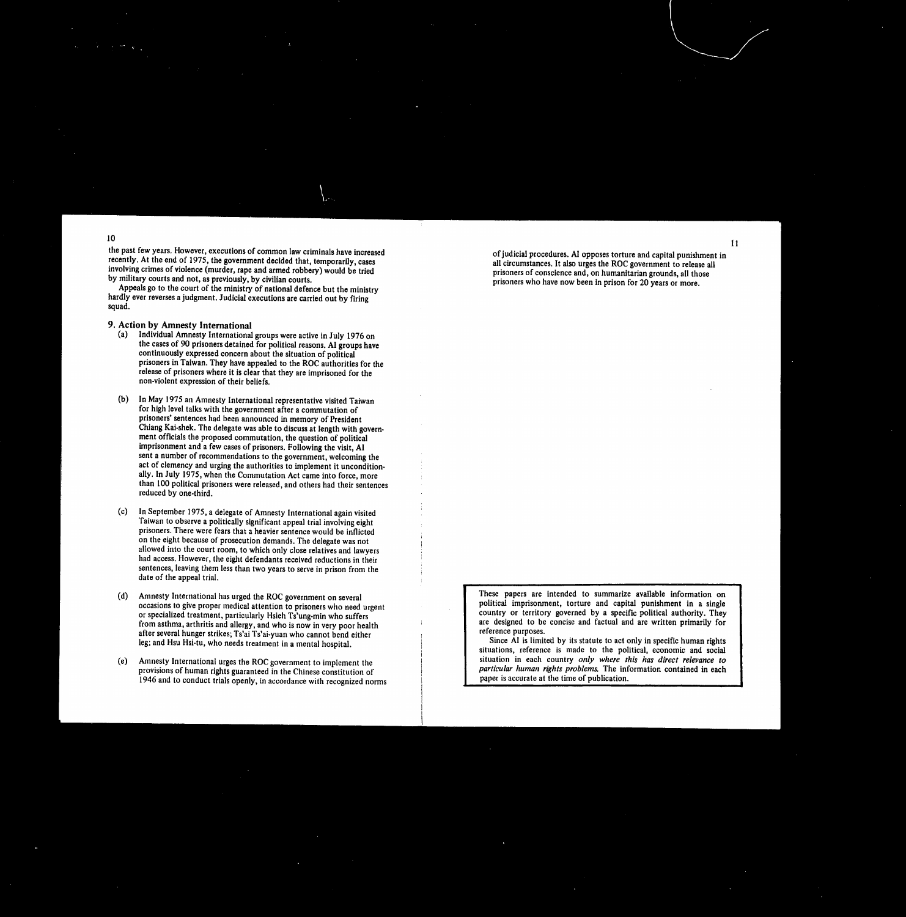the past few years. However, executions of common law criminals have increased recently. At the end of 1975, the government decided that, temporarily, cases involving crimes of violence (murder, rape and armed robbery) would be tried by military courts and not, as previously, by civilian courts.

Appeals go to the court of the ministry of national defence but the ministry hardly ever reverses a judgment. Judicial executions are carried out by firing squad.

## 9. Action by Amnesty International

(a) Individual Amnesty International groups were active in July 1976 on the cases of 90 prisoners detained for political reasons. AI groups have continuously expressed concern about the situation of political prisoners in Taiwan. They have appealed to the ROC authorities for the release of prisoners where it is clear that they are imprisoned for the non-violent expression of their beliefs.

(b) In May 1975 an Amnesty International representative visited Taiwan for high level talks with the government after a commutation of prisoners' sentences had been announced in memory of President Chiang Kai-shek. The delegate was able to discuss at length with government officials the proposed commutation, the question of political imprisonment and a few cases of prisoners. Following the visit, AI sent a number of recommendations to the government, welcoming the act of clemency and urging the authorities to implement it unconditionally. In July 1975, when the Commutation Act came into force, more than 100 political prisoners were released, and others had their sentences reduced by one-third.

(c) In September 1975, a delegate of Amnesty International again visited Taiwan to observe a politically significant appeal trial involving eight prisoners. There were fears that a heavier sentence would be inflicted on the eight because of prosecution demands. The delegate was not allowed into the court room, to which only close relatives and lawyers had access. However, the eight defendants received reductions in their sentences, leaving them less than two years to serve in prison from the date of the appeal trial.

(d) Amnesty International has urged the ROC government on several occasions to give proper medical attention to prisoners who need urgent or specialized treatment, particularly Hsieh Ts'ung-min who suffers from asthma, arthritis and allergy, and who is now in very poor health after several hunger strikes; Ts'ai Ts'ai-yuan who cannot bend either leg; and Hsu Hsi-tu, who needs treatment in a mental hospital.

(e) Amnesty International urges the ROC government to implement the provisions of human rights guaranteed in the Chinese constitution of 1946 and to conduct trials openly, in accordance with recognized norms of judicial procedures. AI opposes torture and capital punishment in all circumstances. It also urges the ROC government to release all prisoners of conscience and, on humanitarian grounds, all those prisoners who have now been in prison for 20 years or more.

---

These papers are intended to summarize available information on political imprisonment, torture and capital punishment in a single country or territory governed by a specific political authority. They are designed to be concise and factual and are written primarily for reference purposes.

Since AI is limited by its statute to act only in specific human rights situations, reference is made to the political, economic and social situation in each country *only where this has direct relevance to particular human rights problems.* The information contained in each paper is accurate at the time of publication.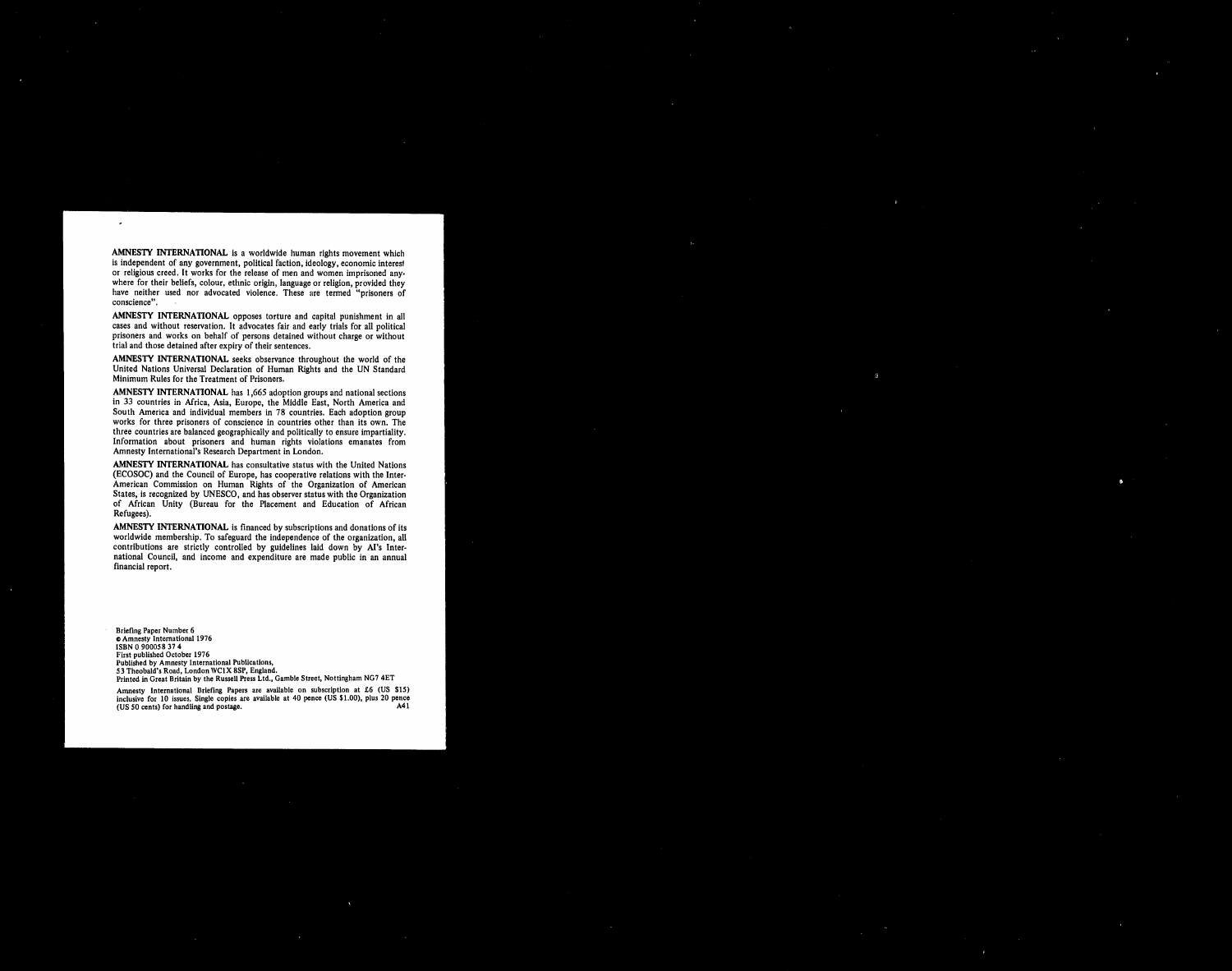**AMNESTY INTERNATIONAL** is a worldwide human rights movement which is independent of any government, political faction, ideology, economic interest or religious creed. It works for the release of men and women imprisoned anywhere for their beliefs, colour, ethnic origin, language or religion, provided they have neither used nor advocated violence. These are termed "prisoners of conscience".

**AMNESTY INTERNATIONAL** opposes torture and capital punishment in all cases and without reservation. It advocates fair and early trials for all political prisoners and works on behalf of persons detained without charge or without trial and those detained after expiry of their sentences.

**AMNESTY INTERNATIONAL** seeks observance throughout the world of the United Nations Universal Declaration of Human Rights and the UN Standard Minimum Rules for the Treatment of Prisoners.

**AMNESTY INTERNATIONAL** has 1,665 adoption groups and national sections in 33 countries in Africa, Asia, Europe, the Middle East, North America and South America and individual members in 78 countries. Each adoption group works for three prisoners of conscience in countries other than its own. The three countries are balanced geographically and politically to ensure impartiality. Information about prisoners and human rights violations emanates from Amnesty International's Research Department in London.

**AMNESTY INTERNATIONAL** has consultative status with the United Nations (ECOSOC) and the Council of Europe, has cooperative relations with the Inter-American Commission on Human Rights of the Organization of American States, is recognized by UNESCO, and has observer status with the Organization of African Unity (Bureau for the Placement and Education of African Refugees).

**AMNESTY INTERNATIONAL** is financed by subscriptions and donations of its worldwide membership. To safeguard the independence of the organization, all contributions are strictly controlled by guidelines laid down by AI's International Council, and income and expenditure are made public in an annual financial report.

Briefing Paper Number 6
© Amnesty International 1976
ISBN 0 900058 37 4
First published October 1976
Published by Amnesty International Publications,
53 Theobald's Road, London WC1X 8SP, England.
Printed in Great Britain by the Russell Press Ltd., Gamble Street, Nottingham NG7 4ET

Amnesty International Briefing Papers are available on subscription at £6 (US $15) inclusive for 10 issues. Single copies are available at 40 pence (US $1.00), plus 20 pence (US 50 cents) for handling and postage. A41